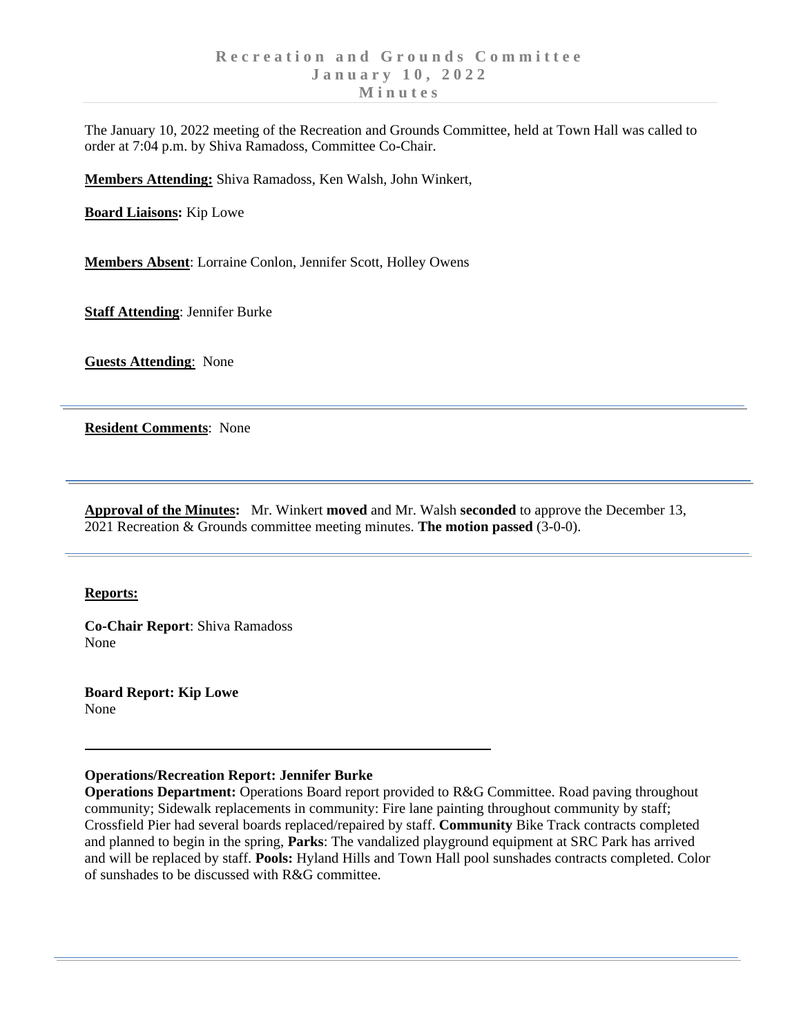# Recreation and Grounds Committee
# January 10, 2022
# Minutes

The January 10, 2022 meeting of the Recreation and Grounds Committee, held at Town Hall was called to order at 7:04 p.m. by Shiva Ramadoss, Committee Co-Chair.

**Members Attending:** Shiva Ramadoss, Ken Walsh, John Winkert,

**Board Liaisons:** Kip Lowe

**Members Absent**: Lorraine Conlon, Jennifer Scott, Holley Owens

**Staff Attending**: Jennifer Burke

**Guests Attending**: None

---

**Resident Comments**: None

---

**Approval of the Minutes:** Mr. Winkert **moved** and Mr. Walsh **seconded** to approve the December 13, 2021 Recreation & Grounds committee meeting minutes. **The motion passed** (3-0-0).

---

**Reports:**

**Co-Chair Report**: Shiva Ramadoss
None

**Board Report: Kip Lowe**
None

---

**Operations/Recreation Report: Jennifer Burke**
**Operations Department:** Operations Board report provided to R&G Committee. Road paving throughout community; Sidewalk replacements in community: Fire lane painting throughout community by staff; Crossfield Pier had several boards replaced/repaired by staff. **Community** Bike Track contracts completed and planned to begin in the spring, **Parks**: The vandalized playground equipment at SRC Park has arrived and will be replaced by staff. **Pools:** Hyland Hills and Town Hall pool sunshades contracts completed. Color of sunshades to be discussed with R&G committee.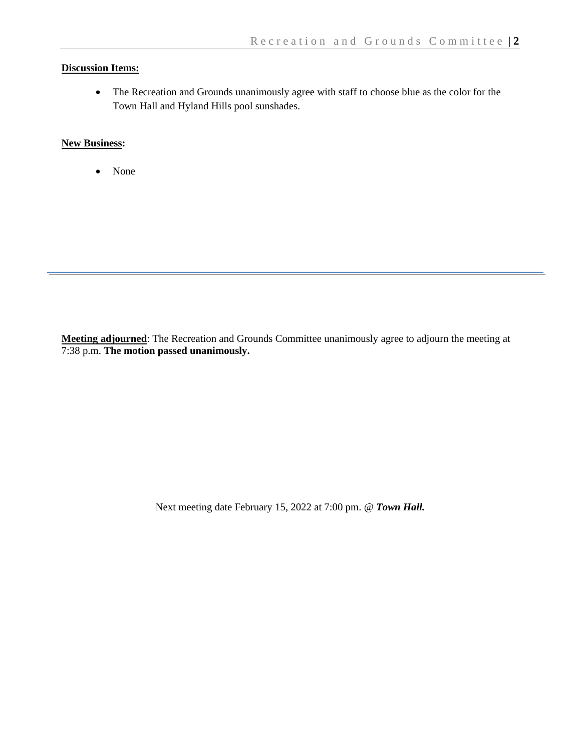**Discussion Items:**

- The Recreation and Grounds unanimously agree with staff to choose blue as the color for the Town Hall and Hyland Hills pool sunshades.

**New Business:**

- None

---

**Meeting adjourned**: The Recreation and Grounds Committee unanimously agree to adjourn the meeting at 7:38 p.m. **The motion passed unanimously.**

Next meeting date February 15, 2022 at 7:00 pm. @ ***Town Hall.***